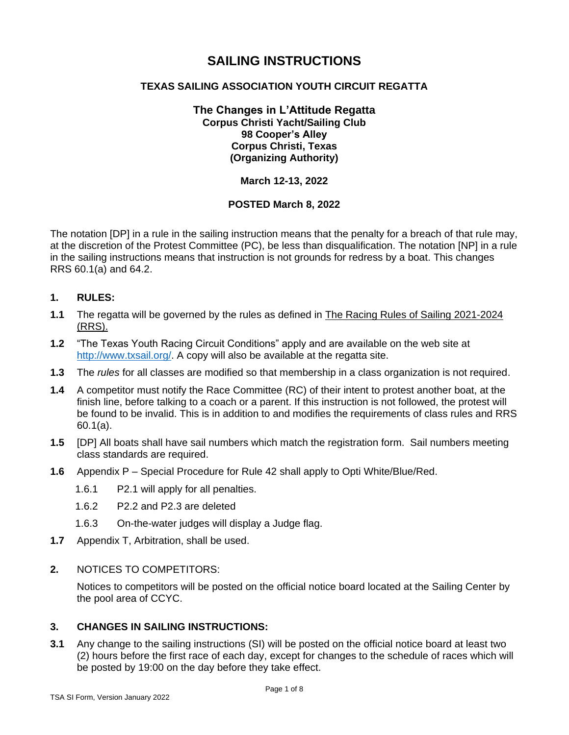# SAILING INSTRUCTIONS

## TEXAS SAILING ASSOCIATION YOUTH CIRCUIT REGATTA

**The Changes in L'Attitude Regatta**
**Corpus Christi Yacht/Sailing Club**
**98 Cooper's Alley**
**Corpus Christi, Texas**
**(Organizing Authority)**

**March 12-13, 2022**

**POSTED March 8, 2022**

The notation [DP] in a rule in the sailing instruction means that the penalty for a breach of that rule may, at the discretion of the Protest Committee (PC), be less than disqualification. The notation [NP] in a rule in the sailing instructions means that instruction is not grounds for redress by a boat. This changes RRS 60.1(a) and 64.2.

### 1. RULES:

**1.1** The regatta will be governed by the rules as defined in The Racing Rules of Sailing 2021-2024 (RRS).

**1.2** "The Texas Youth Racing Circuit Conditions" apply and are available on the web site at http://www.txsail.org/. A copy will also be available at the regatta site.

**1.3** The *rules* for all classes are modified so that membership in a class organization is not required.

**1.4** A competitor must notify the Race Committee (RC) of their intent to protest another boat, at the finish line, before talking to a coach or a parent. If this instruction is not followed, the protest will be found to be invalid. This is in addition to and modifies the requirements of class rules and RRS 60.1(a).

**1.5** [DP] All boats shall have sail numbers which match the registration form. Sail numbers meeting class standards are required.

**1.6** Appendix P – Special Procedure for Rule 42 shall apply to Opti White/Blue/Red.

- 1.6.1 P2.1 will apply for all penalties.
- 1.6.2 P2.2 and P2.3 are deleted
- 1.6.3 On-the-water judges will display a Judge flag.

**1.7** Appendix T, Arbitration, shall be used.

### 2. NOTICES TO COMPETITORS:

Notices to competitors will be posted on the official notice board located at the Sailing Center by the pool area of CCYC.

### 3. CHANGES IN SAILING INSTRUCTIONS:

**3.1** Any change to the sailing instructions (SI) will be posted on the official notice board at least two (2) hours before the first race of each day, except for changes to the schedule of races which will be posted by 19:00 on the day before they take effect.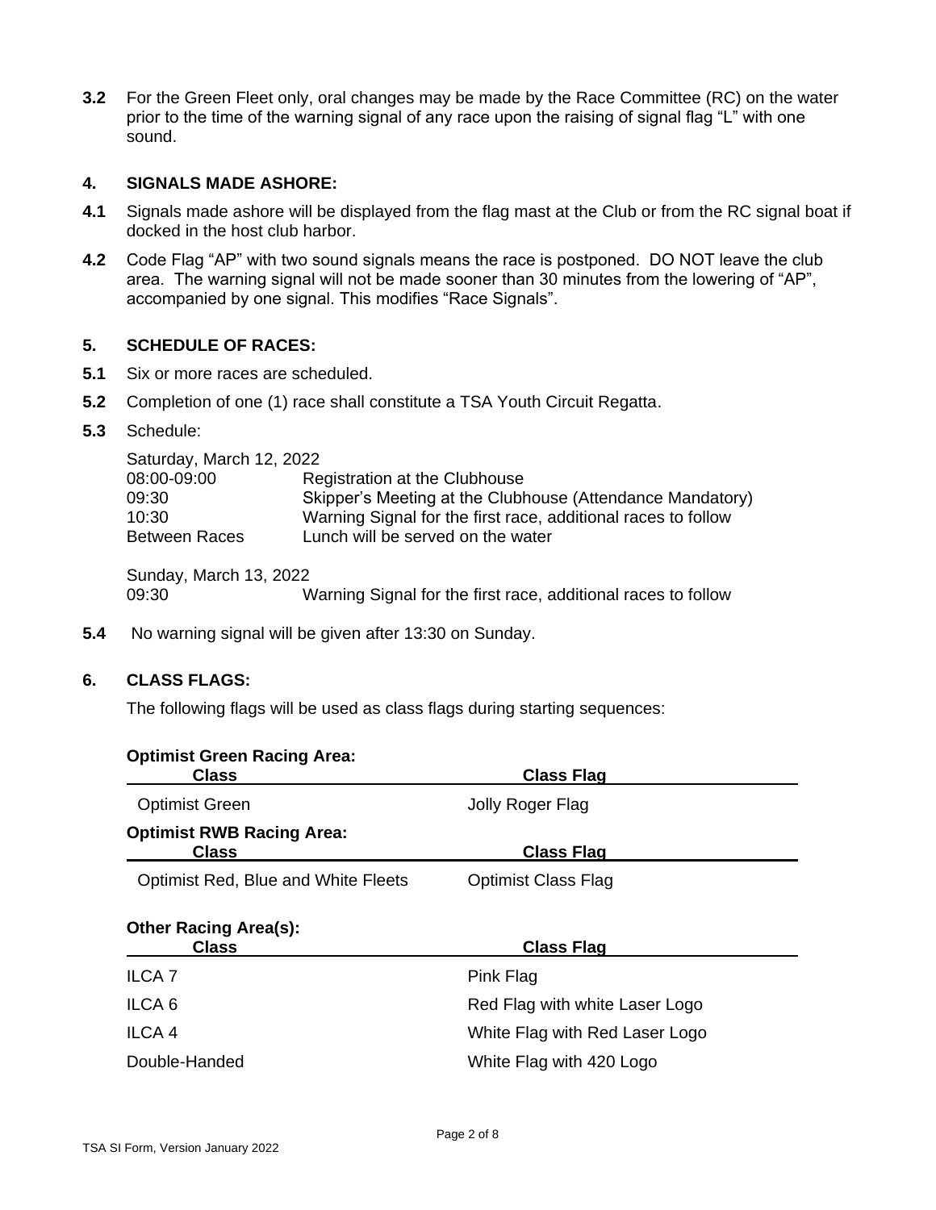**3.2** For the Green Fleet only, oral changes may be made by the Race Committee (RC) on the water prior to the time of the warning signal of any race upon the raising of signal flag "L" with one sound.

## 4. SIGNALS MADE ASHORE:

**4.1** Signals made ashore will be displayed from the flag mast at the Club or from the RC signal boat if docked in the host club harbor.

**4.2** Code Flag "AP" with two sound signals means the race is postponed. DO NOT leave the club area. The warning signal will not be made sooner than 30 minutes from the lowering of "AP", accompanied by one signal. This modifies "Race Signals".

## 5. SCHEDULE OF RACES:

**5.1** Six or more races are scheduled.

**5.2** Completion of one (1) race shall constitute a TSA Youth Circuit Regatta.

**5.3** Schedule:

Saturday, March 12, 2022

| | |
|---|---|
| 08:00-09:00 | Registration at the Clubhouse |
| 09:30 | Skipper's Meeting at the Clubhouse (Attendance Mandatory) |
| 10:30 | Warning Signal for the first race, additional races to follow |
| Between Races | Lunch will be served on the water |

Sunday, March 13, 2022

| | |
|---|---|
| 09:30 | Warning Signal for the first race, additional races to follow |

**5.4** No warning signal will be given after 13:30 on Sunday.

## 6. CLASS FLAGS:

The following flags will be used as class flags during starting sequences:

**Optimist Green Racing Area:**

| Class | Class Flag |
|---|---|
| Optimist Green | Jolly Roger Flag |

**Optimist RWB Racing Area:**

| Class | Class Flag |
|---|---|
| Optimist Red, Blue and White Fleets | Optimist Class Flag |

**Other Racing Area(s):**

| Class | Class Flag |
|---|---|
| ILCA 7 | Pink Flag |
| ILCA 6 | Red Flag with white Laser Logo |
| ILCA 4 | White Flag with Red Laser Logo |
| Double-Handed | White Flag with 420 Logo |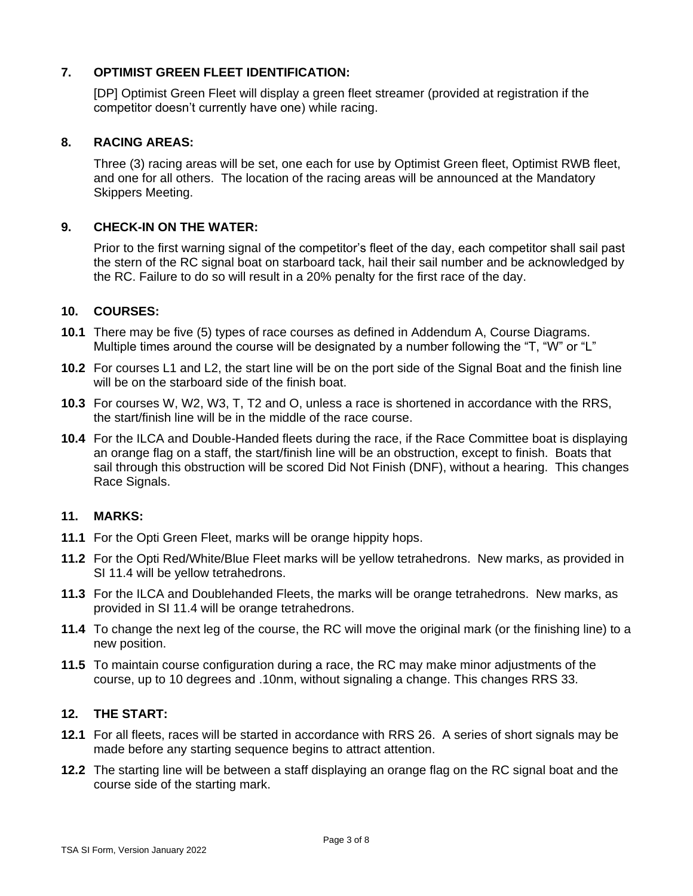## 7. OPTIMIST GREEN FLEET IDENTIFICATION:

[DP] Optimist Green Fleet will display a green fleet streamer (provided at registration if the competitor doesn't currently have one) while racing.

## 8. RACING AREAS:

Three (3) racing areas will be set, one each for use by Optimist Green fleet, Optimist RWB fleet, and one for all others. The location of the racing areas will be announced at the Mandatory Skippers Meeting.

## 9. CHECK-IN ON THE WATER:

Prior to the first warning signal of the competitor's fleet of the day, each competitor shall sail past the stern of the RC signal boat on starboard tack, hail their sail number and be acknowledged by the RC. Failure to do so will result in a 20% penalty for the first race of the day.

## 10. COURSES:

**10.1** There may be five (5) types of race courses as defined in Addendum A, Course Diagrams. Multiple times around the course will be designated by a number following the "T, "W" or "L"

**10.2** For courses L1 and L2, the start line will be on the port side of the Signal Boat and the finish line will be on the starboard side of the finish boat.

**10.3** For courses W, W2, W3, T, T2 and O, unless a race is shortened in accordance with the RRS, the start/finish line will be in the middle of the race course.

**10.4** For the ILCA and Double-Handed fleets during the race, if the Race Committee boat is displaying an orange flag on a staff, the start/finish line will be an obstruction, except to finish. Boats that sail through this obstruction will be scored Did Not Finish (DNF), without a hearing. This changes Race Signals.

## 11. MARKS:

**11.1** For the Opti Green Fleet, marks will be orange hippity hops.

**11.2** For the Opti Red/White/Blue Fleet marks will be yellow tetrahedrons. New marks, as provided in SI 11.4 will be yellow tetrahedrons.

**11.3** For the ILCA and Doublehanded Fleets, the marks will be orange tetrahedrons. New marks, as provided in SI 11.4 will be orange tetrahedrons.

**11.4** To change the next leg of the course, the RC will move the original mark (or the finishing line) to a new position.

**11.5** To maintain course configuration during a race, the RC may make minor adjustments of the course, up to 10 degrees and .10nm, without signaling a change. This changes RRS 33.

## 12. THE START:

**12.1** For all fleets, races will be started in accordance with RRS 26. A series of short signals may be made before any starting sequence begins to attract attention.

**12.2** The starting line will be between a staff displaying an orange flag on the RC signal boat and the course side of the starting mark.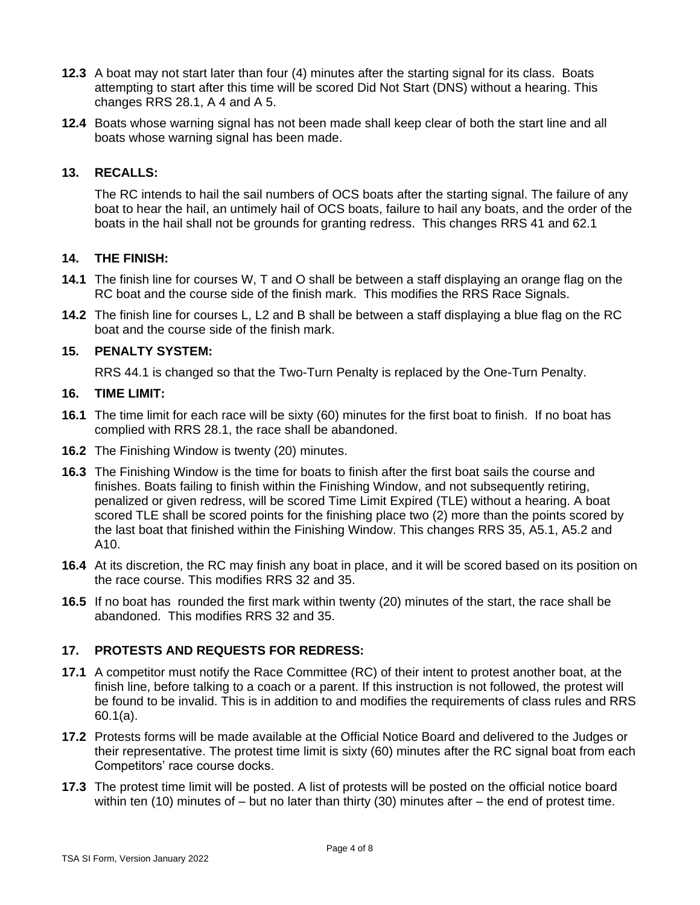**12.3** A boat may not start later than four (4) minutes after the starting signal for its class. Boats attempting to start after this time will be scored Did Not Start (DNS) without a hearing. This changes RRS 28.1, A 4 and A 5.

**12.4** Boats whose warning signal has not been made shall keep clear of both the start line and all boats whose warning signal has been made.

## 13. RECALLS:

The RC intends to hail the sail numbers of OCS boats after the starting signal. The failure of any boat to hear the hail, an untimely hail of OCS boats, failure to hail any boats, and the order of the boats in the hail shall not be grounds for granting redress. This changes RRS 41 and 62.1

## 14. THE FINISH:

**14.1** The finish line for courses W, T and O shall be between a staff displaying an orange flag on the RC boat and the course side of the finish mark. This modifies the RRS Race Signals.

**14.2** The finish line for courses L, L2 and B shall be between a staff displaying a blue flag on the RC boat and the course side of the finish mark.

## 15. PENALTY SYSTEM:

RRS 44.1 is changed so that the Two-Turn Penalty is replaced by the One-Turn Penalty.

## 16. TIME LIMIT:

**16.1** The time limit for each race will be sixty (60) minutes for the first boat to finish. If no boat has complied with RRS 28.1, the race shall be abandoned.

**16.2** The Finishing Window is twenty (20) minutes.

**16.3** The Finishing Window is the time for boats to finish after the first boat sails the course and finishes. Boats failing to finish within the Finishing Window, and not subsequently retiring, penalized or given redress, will be scored Time Limit Expired (TLE) without a hearing. A boat scored TLE shall be scored points for the finishing place two (2) more than the points scored by the last boat that finished within the Finishing Window. This changes RRS 35, A5.1, A5.2 and A10.

**16.4** At its discretion, the RC may finish any boat in place, and it will be scored based on its position on the race course. This modifies RRS 32 and 35.

**16.5** If no boat has rounded the first mark within twenty (20) minutes of the start, the race shall be abandoned. This modifies RRS 32 and 35.

## 17. PROTESTS AND REQUESTS FOR REDRESS:

**17.1** A competitor must notify the Race Committee (RC) of their intent to protest another boat, at the finish line, before talking to a coach or a parent. If this instruction is not followed, the protest will be found to be invalid. This is in addition to and modifies the requirements of class rules and RRS 60.1(a).

**17.2** Protests forms will be made available at the Official Notice Board and delivered to the Judges or their representative. The protest time limit is sixty (60) minutes after the RC signal boat from each Competitors' race course docks.

**17.3** The protest time limit will be posted. A list of protests will be posted on the official notice board within ten (10) minutes of – but no later than thirty (30) minutes after – the end of protest time.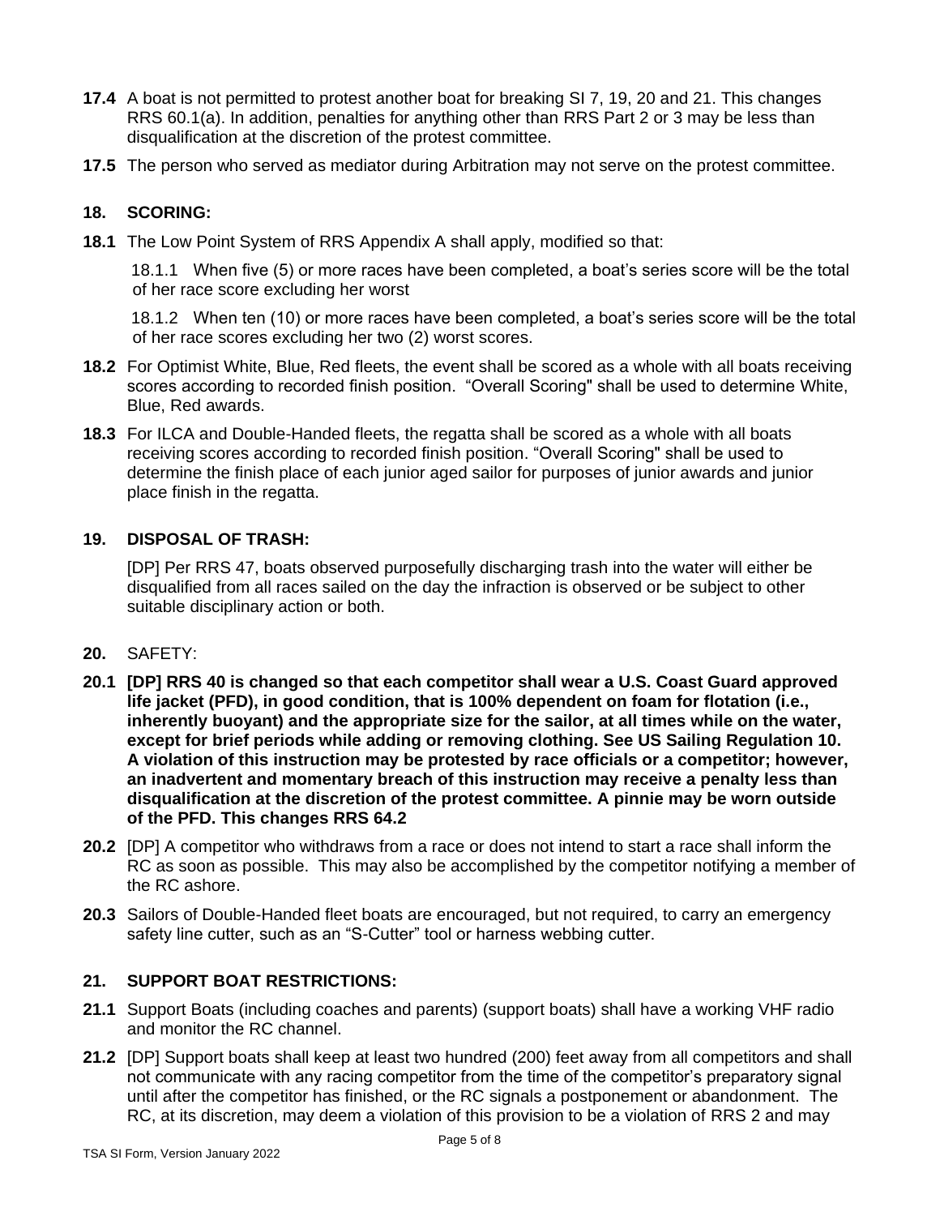**17.4** A boat is not permitted to protest another boat for breaking SI 7, 19, 20 and 21. This changes RRS 60.1(a). In addition, penalties for anything other than RRS Part 2 or 3 may be less than disqualification at the discretion of the protest committee.

**17.5** The person who served as mediator during Arbitration may not serve on the protest committee.

## 18. SCORING:

**18.1** The Low Point System of RRS Appendix A shall apply, modified so that:

18.1.1 When five (5) or more races have been completed, a boat's series score will be the total of her race score excluding her worst

18.1.2 When ten (10) or more races have been completed, a boat's series score will be the total of her race scores excluding her two (2) worst scores.

**18.2** For Optimist White, Blue, Red fleets, the event shall be scored as a whole with all boats receiving scores according to recorded finish position. "Overall Scoring" shall be used to determine White, Blue, Red awards.

**18.3** For ILCA and Double-Handed fleets, the regatta shall be scored as a whole with all boats receiving scores according to recorded finish position. "Overall Scoring" shall be used to determine the finish place of each junior aged sailor for purposes of junior awards and junior place finish in the regatta.

## 19. DISPOSAL OF TRASH:

[DP] Per RRS 47, boats observed purposefully discharging trash into the water will either be disqualified from all races sailed on the day the infraction is observed or be subject to other suitable disciplinary action or both.

## 20. SAFETY:

**20.1 [DP] RRS 40 is changed so that each competitor shall wear a U.S. Coast Guard approved life jacket (PFD), in good condition, that is 100% dependent on foam for flotation (i.e., inherently buoyant) and the appropriate size for the sailor, at all times while on the water, except for brief periods while adding or removing clothing. See US Sailing Regulation 10. A violation of this instruction may be protested by race officials or a competitor; however, an inadvertent and momentary breach of this instruction may receive a penalty less than disqualification at the discretion of the protest committee. A pinnie may be worn outside of the PFD. This changes RRS 64.2**

**20.2** [DP] A competitor who withdraws from a race or does not intend to start a race shall inform the RC as soon as possible. This may also be accomplished by the competitor notifying a member of the RC ashore.

**20.3** Sailors of Double-Handed fleet boats are encouraged, but not required, to carry an emergency safety line cutter, such as an "S-Cutter" tool or harness webbing cutter.

## 21. SUPPORT BOAT RESTRICTIONS:

**21.1** Support Boats (including coaches and parents) (support boats) shall have a working VHF radio and monitor the RC channel.

**21.2** [DP] Support boats shall keep at least two hundred (200) feet away from all competitors and shall not communicate with any racing competitor from the time of the competitor's preparatory signal until after the competitor has finished, or the RC signals a postponement or abandonment. The RC, at its discretion, may deem a violation of this provision to be a violation of RRS 2 and may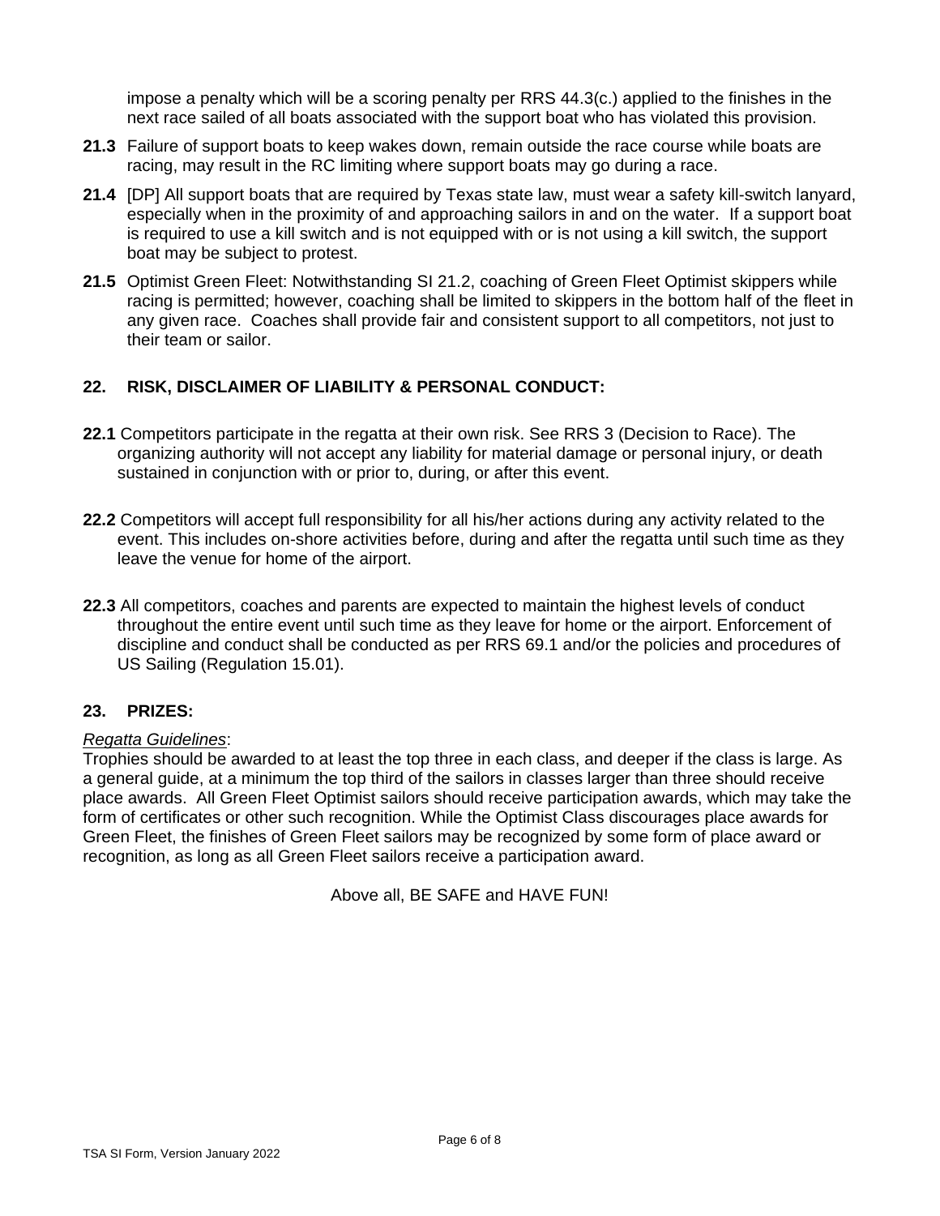impose a penalty which will be a scoring penalty per RRS 44.3(c.) applied to the finishes in the next race sailed of all boats associated with the support boat who has violated this provision.

**21.3** Failure of support boats to keep wakes down, remain outside the race course while boats are racing, may result in the RC limiting where support boats may go during a race.

**21.4** [DP] All support boats that are required by Texas state law, must wear a safety kill-switch lanyard, especially when in the proximity of and approaching sailors in and on the water. If a support boat is required to use a kill switch and is not equipped with or is not using a kill switch, the support boat may be subject to protest.

**21.5** Optimist Green Fleet: Notwithstanding SI 21.2, coaching of Green Fleet Optimist skippers while racing is permitted; however, coaching shall be limited to skippers in the bottom half of the fleet in any given race. Coaches shall provide fair and consistent support to all competitors, not just to their team or sailor.

## 22. RISK, DISCLAIMER OF LIABILITY & PERSONAL CONDUCT:

**22.1** Competitors participate in the regatta at their own risk. See RRS 3 (Decision to Race). The organizing authority will not accept any liability for material damage or personal injury, or death sustained in conjunction with or prior to, during, or after this event.

**22.2** Competitors will accept full responsibility for all his/her actions during any activity related to the event. This includes on-shore activities before, during and after the regatta until such time as they leave the venue for home of the airport.

**22.3** All competitors, coaches and parents are expected to maintain the highest levels of conduct throughout the entire event until such time as they leave for home or the airport. Enforcement of discipline and conduct shall be conducted as per RRS 69.1 and/or the policies and procedures of US Sailing (Regulation 15.01).

## 23. PRIZES:

*Regatta Guidelines*:
Trophies should be awarded to at least the top three in each class, and deeper if the class is large. As a general guide, at a minimum the top third of the sailors in classes larger than three should receive place awards. All Green Fleet Optimist sailors should receive participation awards, which may take the form of certificates or other such recognition. While the Optimist Class discourages place awards for Green Fleet, the finishes of Green Fleet sailors may be recognized by some form of place award or recognition, as long as all Green Fleet sailors receive a participation award.

Above all, BE SAFE and HAVE FUN!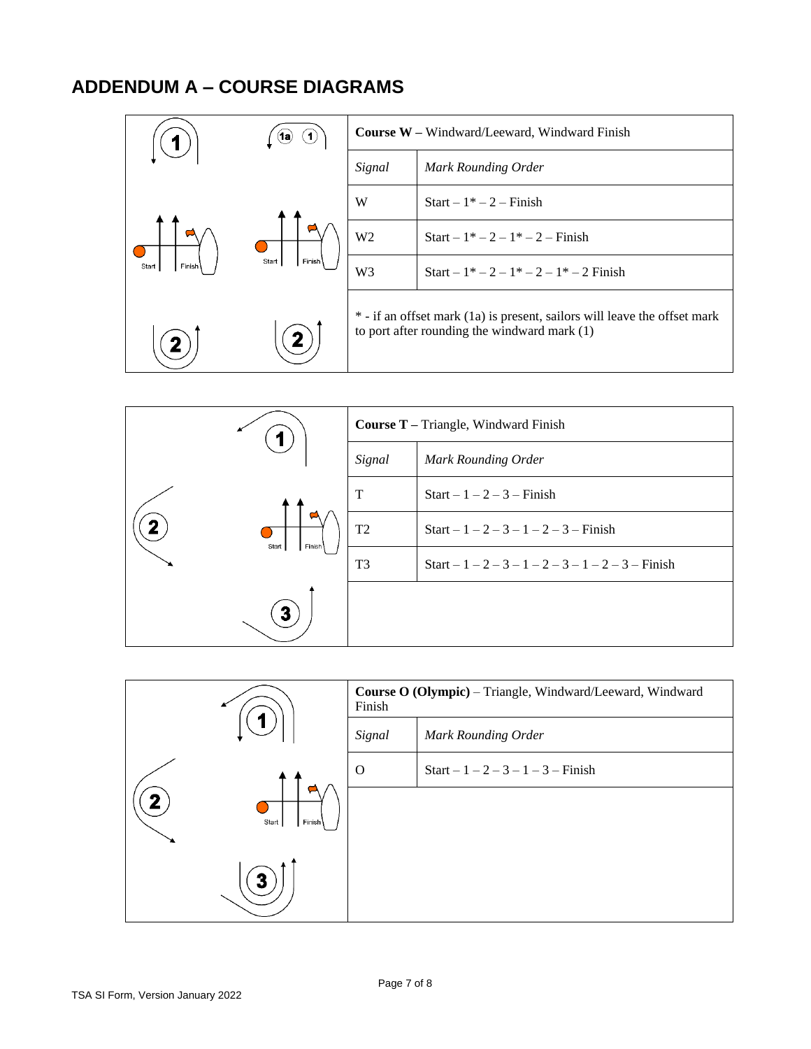# ADDENDUM A – COURSE DIAGRAMS

| **Course W** – Windward/Leeward, Windward Finish | |
|---|---|
| *Signal* | *Mark Rounding Order* |
| W | Start – 1* – 2 – Finish |
| W2 | Start – 1* – 2 – 1* – 2 – Finish |
| W3 | Start – 1* – 2 – 1* – 2 – 1* – 2 Finish |
| * - if an offset mark (1a) is present, sailors will leave the offset mark to port after rounding the windward mark (1) | |

| **Course T** – Triangle, Windward Finish | |
|---|---|
| *Signal* | *Mark Rounding Order* |
| T | Start – 1 – 2 – 3 – Finish |
| T2 | Start – 1 – 2 – 3 – 1 – 2 – 3 – Finish |
| T3 | Start – 1 – 2 – 3 – 1 – 2 – 3 – 1 – 2 – 3 – Finish |

| **Course O (Olympic)** – Triangle, Windward/Leeward, Windward Finish | |
|---|---|
| *Signal* | *Mark Rounding Order* |
| O | Start – 1 – 2 – 3 – 1 – 3 – Finish |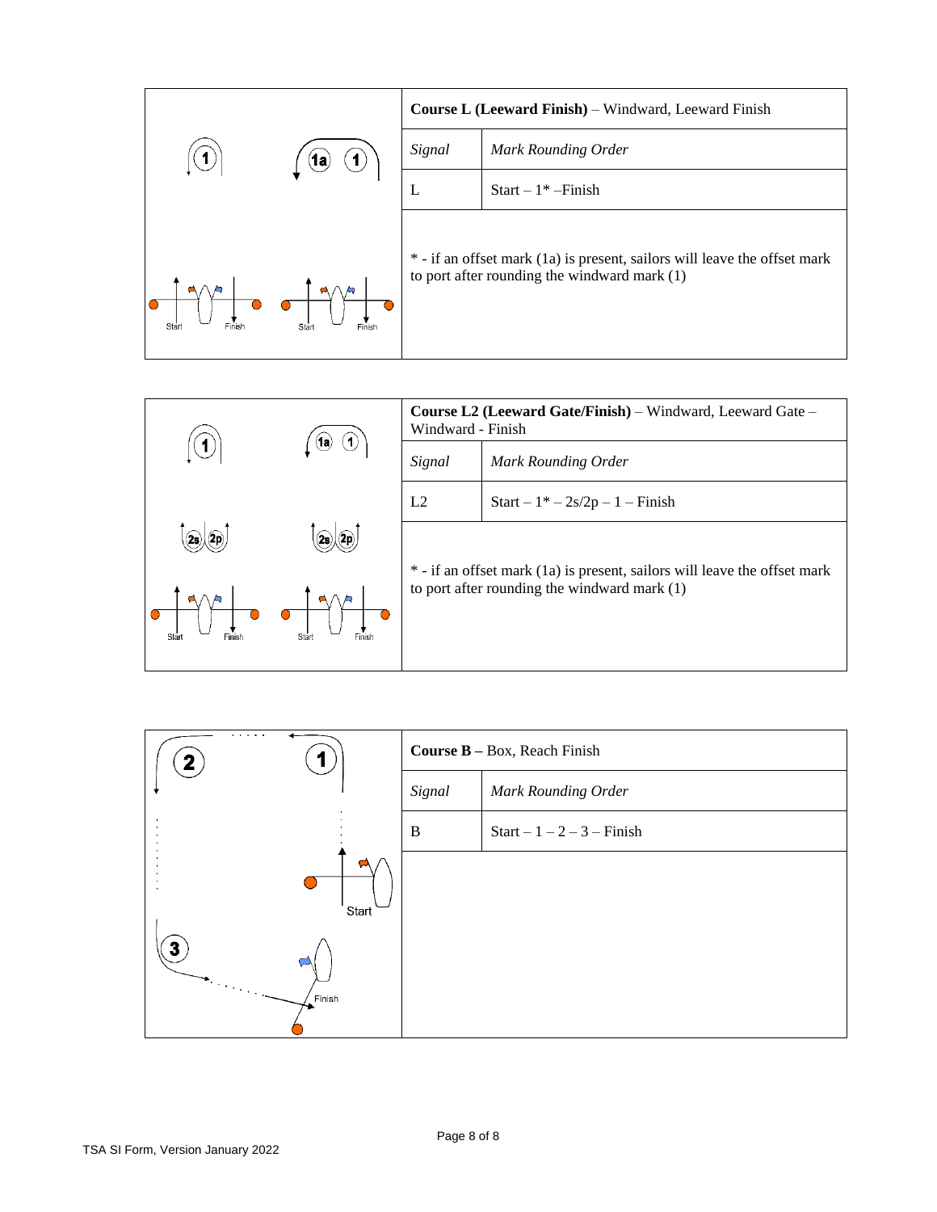| | | |
|---|---|---|
| 1 1a 1 Start Finish Start Finish | **Course L (Leeward Finish)** – Windward, Leeward Finish | |
| | *Signal* | *Mark Rounding Order* |
| | L | Start – 1* –Finish |
| | * - if an offset mark (1a) is present, sailors will leave the offset mark to port after rounding the windward mark (1) | |

| | | |
|---|---|---|
| 1 1a 1 2s 2p 2s 2p Start Finish Start Finish | **Course L2 (Leeward Gate/Finish)** – Windward, Leeward Gate – Windward - Finish | |
| | *Signal* | *Mark Rounding Order* |
| | L2 | Start – 1* – 2s/2p – 1 – Finish |
| | * - if an offset mark (1a) is present, sailors will leave the offset mark to port after rounding the windward mark (1) | |

| | | |
|---|---|---|
| 2 1 Start 3 Finish | **Course B** – Box, Reach Finish | |
| | *Signal* | *Mark Rounding Order* |
| | B | Start – 1 – 2 – 3 – Finish |

TSA SI Form, Version January 2022